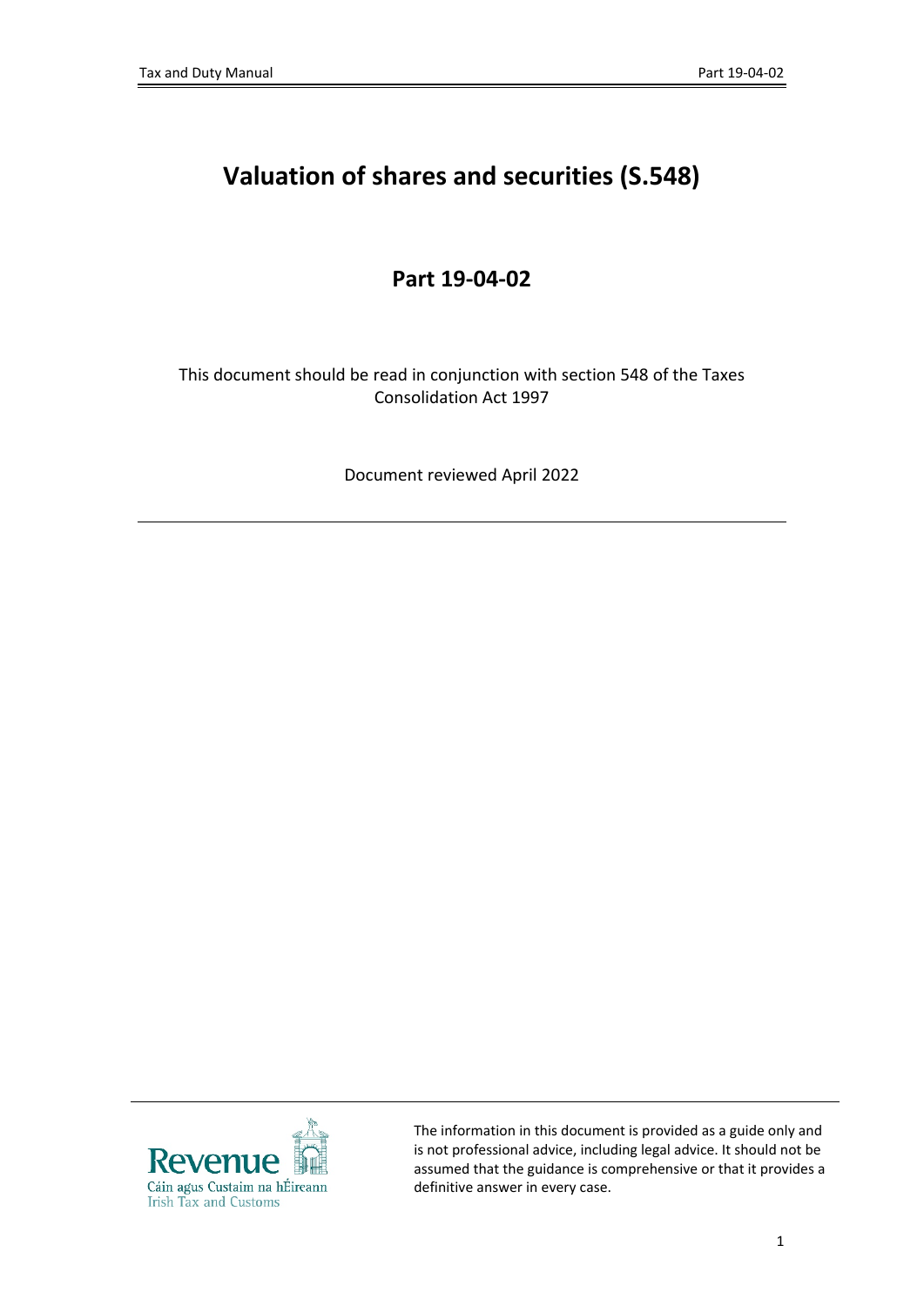# Valuation of shares and securities (S.548)

## Part 19-04-02

This document should be read in conjunction with section 548 of the Taxes Consolidation Act 1997

Document reviewed April 2022

The information in this document is provided as a guide only and is not professional advice, including legal advice. It should not be assumed that the guidance is comprehensive or that it provides a definitive answer in every case.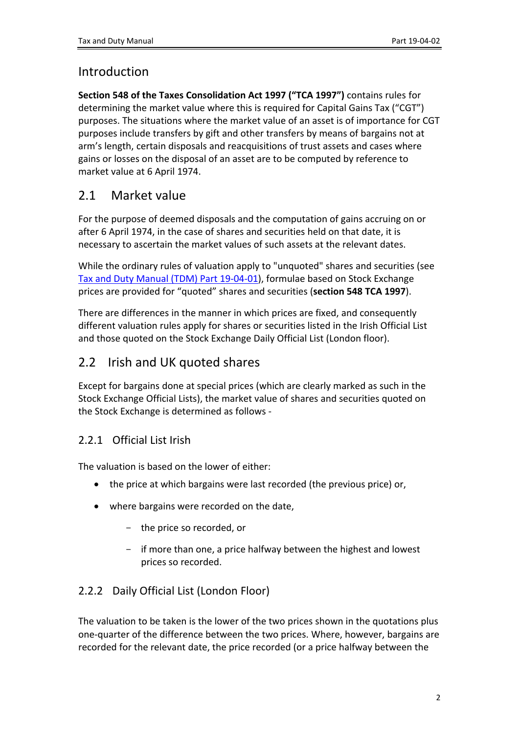# Introduction

**Section 548 of the Taxes Consolidation Act 1997 ("TCA 1997")** contains rules for determining the market value where this is required for Capital Gains Tax ("CGT") purposes. The situations where the market value of an asset is of importance for CGT purposes include transfers by gift and other transfers by means of bargains not at arm's length, certain disposals and reacquisitions of trust assets and cases where gains or losses on the disposal of an asset are to be computed by reference to market value at 6 April 1974.

## 2.1 Market value

For the purpose of deemed disposals and the computation of gains accruing on or after 6 April 1974, in the case of shares and securities held on that date, it is necessary to ascertain the market values of such assets at the relevant dates.

While the ordinary rules of valuation apply to "unquoted" shares and securities (see Tax and Duty Manual (TDM) Part 19-04-01), formulae based on Stock Exchange prices are provided for "quoted" shares and securities (**section 548 TCA 1997**).

There are differences in the manner in which prices are fixed, and consequently different valuation rules apply for shares or securities listed in the Irish Official List and those quoted on the Stock Exchange Daily Official List (London floor).

## 2.2 Irish and UK quoted shares

Except for bargains done at special prices (which are clearly marked as such in the Stock Exchange Official Lists), the market value of shares and securities quoted on the Stock Exchange is determined as follows -

### 2.2.1 Official List Irish

The valuation is based on the lower of either:

- the price at which bargains were last recorded (the previous price) or,
- where bargains were recorded on the date,
  - the price so recorded, or
  - if more than one, a price halfway between the highest and lowest prices so recorded.

### 2.2.2 Daily Official List (London Floor)

The valuation to be taken is the lower of the two prices shown in the quotations plus one-quarter of the difference between the two prices. Where, however, bargains are recorded for the relevant date, the price recorded (or a price halfway between the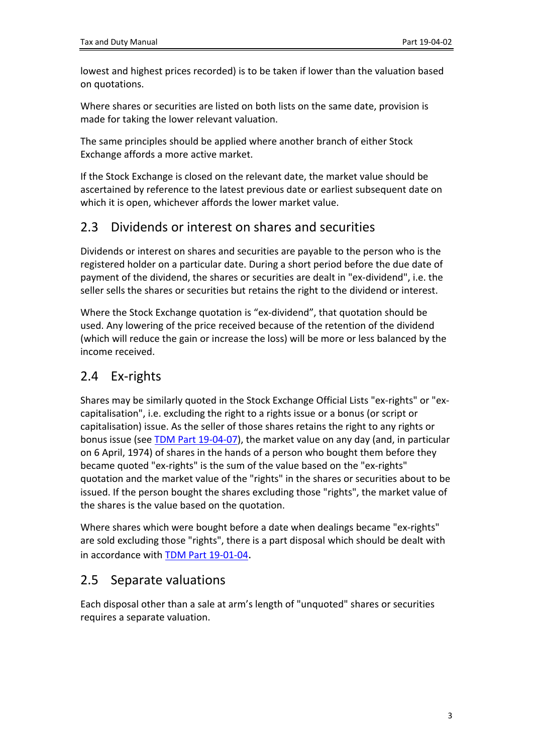lowest and highest prices recorded) is to be taken if lower than the valuation based on quotations.

Where shares or securities are listed on both lists on the same date, provision is made for taking the lower relevant valuation.

The same principles should be applied where another branch of either Stock Exchange affords a more active market.

If the Stock Exchange is closed on the relevant date, the market value should be ascertained by reference to the latest previous date or earliest subsequent date on which it is open, whichever affords the lower market value.

## 2.3 Dividends or interest on shares and securities

Dividends or interest on shares and securities are payable to the person who is the registered holder on a particular date. During a short period before the due date of payment of the dividend, the shares or securities are dealt in "ex-dividend", i.e. the seller sells the shares or securities but retains the right to the dividend or interest.

Where the Stock Exchange quotation is "ex-dividend", that quotation should be used. Any lowering of the price received because of the retention of the dividend (which will reduce the gain or increase the loss) will be more or less balanced by the income received.

## 2.4 Ex-rights

Shares may be similarly quoted in the Stock Exchange Official Lists "ex-rights" or "ex-capitalisation", i.e. excluding the right to a rights issue or a bonus (or script or capitalisation) issue. As the seller of those shares retains the right to any rights or bonus issue (see TDM Part 19-04-07), the market value on any day (and, in particular on 6 April, 1974) of shares in the hands of a person who bought them before they became quoted "ex-rights" is the sum of the value based on the "ex-rights" quotation and the market value of the "rights" in the shares or securities about to be issued. If the person bought the shares excluding those "rights", the market value of the shares is the value based on the quotation.

Where shares which were bought before a date when dealings became "ex-rights" are sold excluding those "rights", there is a part disposal which should be dealt with in accordance with TDM Part 19-01-04.

## 2.5 Separate valuations

Each disposal other than a sale at arm's length of "unquoted" shares or securities requires a separate valuation.